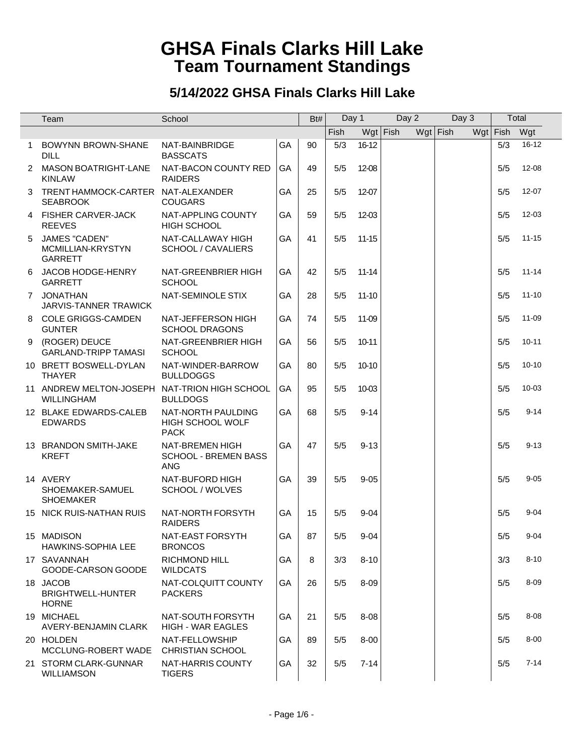# GHSA Finals Clarks Hill Lake
## Team Tournament Standings

### 5/14/2022 GHSA Finals Clarks Hill Lake

| | Team | School | | Bt# | Day 1 | | Day 2 | | Day 3 | | Total | |
|---|---|---|---|---|---|---|---|---|---|---|---|---|
| | | | | | Fish | Wgt | Fish | Wgt | Fish | Wgt | Fish | Wgt |
| 1 | BOWYNN BROWN-SHANE DILL | NAT-BAINBRIDGE BASSCATS | GA | 90 | 5/3 | 16-12 | | | | | 5/3 | 16-12 |
| 2 | MASON BOATRIGHT-LANE KINLAW | NAT-BACON COUNTY RED RAIDERS | GA | 49 | 5/5 | 12-08 | | | | | 5/5 | 12-08 |
| 3 | TRENT HAMMOCK-CARTER SEABROOK | NAT-ALEXANDER COUGARS | GA | 25 | 5/5 | 12-07 | | | | | 5/5 | 12-07 |
| 4 | FISHER CARVER-JACK REEVES | NAT-APPLING COUNTY HIGH SCHOOL | GA | 59 | 5/5 | 12-03 | | | | | 5/5 | 12-03 |
| 5 | JAMES "CADEN" MCMILLIAN-KRYSTYN GARRETT | NAT-CALLAWAY HIGH SCHOOL / CAVALIERS | GA | 41 | 5/5 | 11-15 | | | | | 5/5 | 11-15 |
| 6 | JACOB HODGE-HENRY GARRETT | NAT-GREENBRIER HIGH SCHOOL | GA | 42 | 5/5 | 11-14 | | | | | 5/5 | 11-14 |
| 7 | JONATHAN JARVIS-TANNER TRAWICK | NAT-SEMINOLE STIX | GA | 28 | 5/5 | 11-10 | | | | | 5/5 | 11-10 |
| 8 | COLE GRIGGS-CAMDEN GUNTER | NAT-JEFFERSON HIGH SCHOOL DRAGONS | GA | 74 | 5/5 | 11-09 | | | | | 5/5 | 11-09 |
| 9 | (ROGER) DEUCE GARLAND-TRIPP TAMASI | NAT-GREENBRIER HIGH SCHOOL | GA | 56 | 5/5 | 10-11 | | | | | 5/5 | 10-11 |
| 10 | BRETT BOSWELL-DYLAN THAYER | NAT-WINDER-BARROW BULLDOGGS | GA | 80 | 5/5 | 10-10 | | | | | 5/5 | 10-10 |
| 11 | ANDREW MELTON-JOSEPH WILLINGHAM | NAT-TRION HIGH SCHOOL BULLDOGS | GA | 95 | 5/5 | 10-03 | | | | | 5/5 | 10-03 |
| 12 | BLAKE EDWARDS-CALEB EDWARDS | NAT-NORTH PAULDING HIGH SCHOOL WOLF PACK | GA | 68 | 5/5 | 9-14 | | | | | 5/5 | 9-14 |
| 13 | BRANDON SMITH-JAKE KREFT | NAT-BREMEN HIGH SCHOOL - BREMEN BASS ANG | GA | 47 | 5/5 | 9-13 | | | | | 5/5 | 9-13 |
| 14 | AVERY SHOEMAKER-SAMUEL SHOEMAKER | NAT-BUFORD HIGH SCHOOL / WOLVES | GA | 39 | 5/5 | 9-05 | | | | | 5/5 | 9-05 |
| 15 | NICK RUIS-NATHAN RUIS | NAT-NORTH FORSYTH RAIDERS | GA | 15 | 5/5 | 9-04 | | | | | 5/5 | 9-04 |
| 15 | MADISON HAWKINS-SOPHIA LEE | NAT-EAST FORSYTH BRONCOS | GA | 87 | 5/5 | 9-04 | | | | | 5/5 | 9-04 |
| 17 | SAVANNAH GOODE-CARSON GOODE | RICHMOND HILL WILDCATS | GA | 8 | 3/3 | 8-10 | | | | | 3/3 | 8-10 |
| 18 | JACOB BRIGHTWELL-HUNTER HORNE | NAT-COLQUITT COUNTY PACKERS | GA | 26 | 5/5 | 8-09 | | | | | 5/5 | 8-09 |
| 19 | MICHAEL AVERY-BENJAMIN CLARK | NAT-SOUTH FORSYTH HIGH - WAR EAGLES | GA | 21 | 5/5 | 8-08 | | | | | 5/5 | 8-08 |
| 20 | HOLDEN MCCLUNG-ROBERT WADE | NAT-FELLOWSHIP CHRISTIAN SCHOOL | GA | 89 | 5/5 | 8-00 | | | | | 5/5 | 8-00 |
| 21 | STORM CLARK-GUNNAR WILLIAMSON | NAT-HARRIS COUNTY TIGERS | GA | 32 | 5/5 | 7-14 | | | | | 5/5 | 7-14 |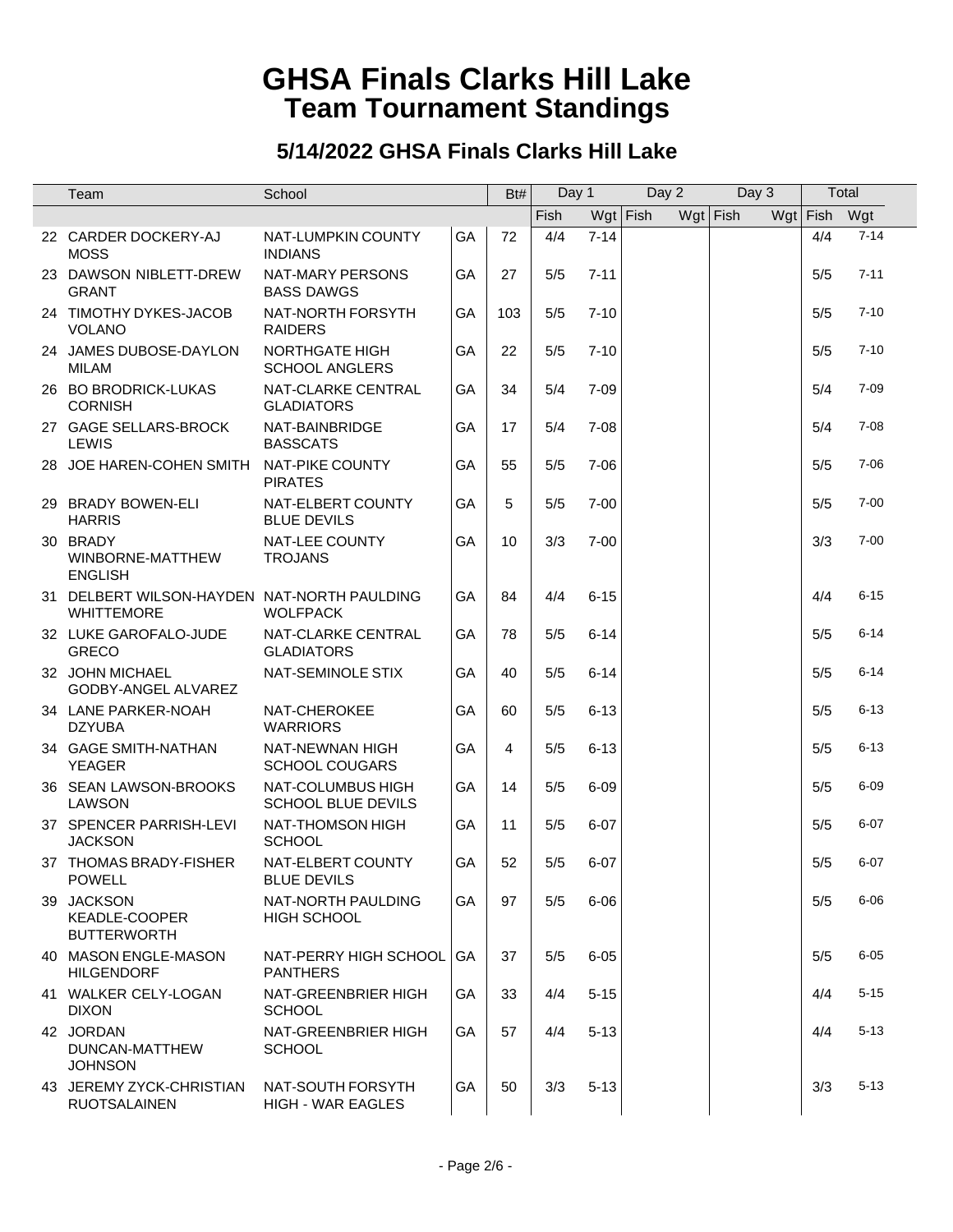# GHSA Finals Clarks Hill Lake
## Team Tournament Standings

### 5/14/2022 GHSA Finals Clarks Hill Lake

| | Team | School | | Bt# | Day 1 | | Day 2 | | Day 3 | | Total | |
|---|---|---|---|---|---|---|---|---|---|---|---|---|
| | | | | | Fish | Wgt | Fish | Wgt | Fish | Wgt | Fish | Wgt |
| 22 | CARDER DOCKERY-AJ MOSS | NAT-LUMPKIN COUNTY INDIANS | GA | 72 | 4/4 | 7-14 | | | | | 4/4 | 7-14 |
| 23 | DAWSON NIBLETT-DREW GRANT | NAT-MARY PERSONS BASS DAWGS | GA | 27 | 5/5 | 7-11 | | | | | 5/5 | 7-11 |
| 24 | TIMOTHY DYKES-JACOB VOLANO | NAT-NORTH FORSYTH RAIDERS | GA | 103 | 5/5 | 7-10 | | | | | 5/5 | 7-10 |
| 24 | JAMES DUBOSE-DAYLON MILAM | NORTHGATE HIGH SCHOOL ANGLERS | GA | 22 | 5/5 | 7-10 | | | | | 5/5 | 7-10 |
| 26 | BO BRODRICK-LUKAS CORNISH | NAT-CLARKE CENTRAL GLADIATORS | GA | 34 | 5/4 | 7-09 | | | | | 5/4 | 7-09 |
| 27 | GAGE SELLARS-BROCK LEWIS | NAT-BAINBRIDGE BASSCATS | GA | 17 | 5/4 | 7-08 | | | | | 5/4 | 7-08 |
| 28 | JOE HAREN-COHEN SMITH | NAT-PIKE COUNTY PIRATES | GA | 55 | 5/5 | 7-06 | | | | | 5/5 | 7-06 |
| 29 | BRADY BOWEN-ELI HARRIS | NAT-ELBERT COUNTY BLUE DEVILS | GA | 5 | 5/5 | 7-00 | | | | | 5/5 | 7-00 |
| 30 | BRADY WINBORNE-MATTHEW ENGLISH | NAT-LEE COUNTY TROJANS | GA | 10 | 3/3 | 7-00 | | | | | 3/3 | 7-00 |
| 31 | DELBERT WILSON-HAYDEN WHITTEMORE | NAT-NORTH PAULDING WOLFPACK | GA | 84 | 4/4 | 6-15 | | | | | 4/4 | 6-15 |
| 32 | LUKE GAROFALO-JUDE GRECO | NAT-CLARKE CENTRAL GLADIATORS | GA | 78 | 5/5 | 6-14 | | | | | 5/5 | 6-14 |
| 32 | JOHN MICHAEL GODBY-ANGEL ALVAREZ | NAT-SEMINOLE STIX | GA | 40 | 5/5 | 6-14 | | | | | 5/5 | 6-14 |
| 34 | LANE PARKER-NOAH DZYUBA | NAT-CHEROKEE WARRIORS | GA | 60 | 5/5 | 6-13 | | | | | 5/5 | 6-13 |
| 34 | GAGE SMITH-NATHAN YEAGER | NAT-NEWNAN HIGH SCHOOL COUGARS | GA | 4 | 5/5 | 6-13 | | | | | 5/5 | 6-13 |
| 36 | SEAN LAWSON-BROOKS LAWSON | NAT-COLUMBUS HIGH SCHOOL BLUE DEVILS | GA | 14 | 5/5 | 6-09 | | | | | 5/5 | 6-09 |
| 37 | SPENCER PARRISH-LEVI JACKSON | NAT-THOMSON HIGH SCHOOL | GA | 11 | 5/5 | 6-07 | | | | | 5/5 | 6-07 |
| 37 | THOMAS BRADY-FISHER POWELL | NAT-ELBERT COUNTY BLUE DEVILS | GA | 52 | 5/5 | 6-07 | | | | | 5/5 | 6-07 |
| 39 | JACKSON KEADLE-COOPER BUTTERWORTH | NAT-NORTH PAULDING HIGH SCHOOL | GA | 97 | 5/5 | 6-06 | | | | | 5/5 | 6-06 |
| 40 | MASON ENGLE-MASON HILGENDORF | NAT-PERRY HIGH SCHOOL PANTHERS | GA | 37 | 5/5 | 6-05 | | | | | 5/5 | 6-05 |
| 41 | WALKER CELY-LOGAN DIXON | NAT-GREENBRIER HIGH SCHOOL | GA | 33 | 4/4 | 5-15 | | | | | 4/4 | 5-15 |
| 42 | JORDAN DUNCAN-MATTHEW JOHNSON | NAT-GREENBRIER HIGH SCHOOL | GA | 57 | 4/4 | 5-13 | | | | | 4/4 | 5-13 |
| 43 | JEREMY ZYCK-CHRISTIAN RUOTSALAINEN | NAT-SOUTH FORSYTH HIGH - WAR EAGLES | GA | 50 | 3/3 | 5-13 | | | | | 3/3 | 5-13 |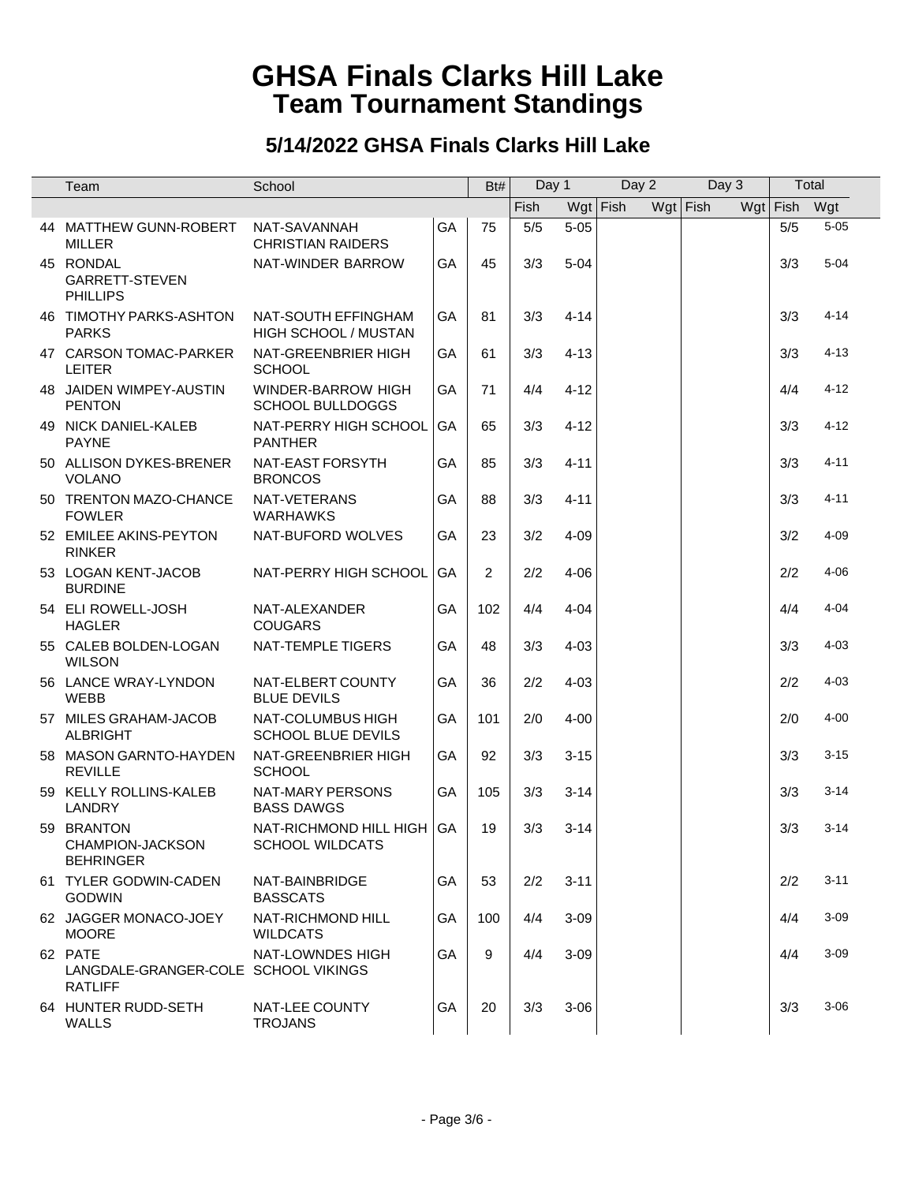# GHSA Finals Clarks Hill Lake
## Team Tournament Standings

### 5/14/2022 GHSA Finals Clarks Hill Lake

| | Team | School | | Bt# | Day 1 | | Day 2 | | Day 3 | | Total | |
|---|---|---|---|---|---|---|---|---|---|---|---|---|
| | | | | | Fish | Wgt | Fish | Wgt | Fish | Wgt | Fish | Wgt |
| 44 | MATTHEW GUNN-ROBERT MILLER | NAT-SAVANNAH CHRISTIAN RAIDERS | GA | 75 | 5/5 | 5-05 | | | | | 5/5 | 5-05 |
| 45 | RONDAL GARRETT-STEVEN PHILLIPS | NAT-WINDER BARROW | GA | 45 | 3/3 | 5-04 | | | | | 3/3 | 5-04 |
| 46 | TIMOTHY PARKS-ASHTON PARKS | NAT-SOUTH EFFINGHAM HIGH SCHOOL / MUSTAN | GA | 81 | 3/3 | 4-14 | | | | | 3/3 | 4-14 |
| 47 | CARSON TOMAC-PARKER LEITER | NAT-GREENBRIER HIGH SCHOOL | GA | 61 | 3/3 | 4-13 | | | | | 3/3 | 4-13 |
| 48 | JAIDEN WIMPEY-AUSTIN PENTON | WINDER-BARROW HIGH SCHOOL BULLDOGGS | GA | 71 | 4/4 | 4-12 | | | | | 4/4 | 4-12 |
| 49 | NICK DANIEL-KALEB PAYNE | NAT-PERRY HIGH SCHOOL PANTHER | GA | 65 | 3/3 | 4-12 | | | | | 3/3 | 4-12 |
| 50 | ALLISON DYKES-BRENER VOLANO | NAT-EAST FORSYTH BRONCOS | GA | 85 | 3/3 | 4-11 | | | | | 3/3 | 4-11 |
| 50 | TRENTON MAZO-CHANCE FOWLER | NAT-VETERANS WARHAWKS | GA | 88 | 3/3 | 4-11 | | | | | 3/3 | 4-11 |
| 52 | EMILEE AKINS-PEYTON RINKER | NAT-BUFORD WOLVES | GA | 23 | 3/2 | 4-09 | | | | | 3/2 | 4-09 |
| 53 | LOGAN KENT-JACOB BURDINE | NAT-PERRY HIGH SCHOOL | GA | 2 | 2/2 | 4-06 | | | | | 2/2 | 4-06 |
| 54 | ELI ROWELL-JOSH HAGLER | NAT-ALEXANDER COUGARS | GA | 102 | 4/4 | 4-04 | | | | | 4/4 | 4-04 |
| 55 | CALEB BOLDEN-LOGAN WILSON | NAT-TEMPLE TIGERS | GA | 48 | 3/3 | 4-03 | | | | | 3/3 | 4-03 |
| 56 | LANCE WRAY-LYNDON WEBB | NAT-ELBERT COUNTY BLUE DEVILS | GA | 36 | 2/2 | 4-03 | | | | | 2/2 | 4-03 |
| 57 | MILES GRAHAM-JACOB ALBRIGHT | NAT-COLUMBUS HIGH SCHOOL BLUE DEVILS | GA | 101 | 2/0 | 4-00 | | | | | 2/0 | 4-00 |
| 58 | MASON GARNTO-HAYDEN REVILLE | NAT-GREENBRIER HIGH SCHOOL | GA | 92 | 3/3 | 3-15 | | | | | 3/3 | 3-15 |
| 59 | KELLY ROLLINS-KALEB LANDRY | NAT-MARY PERSONS BASS DAWGS | GA | 105 | 3/3 | 3-14 | | | | | 3/3 | 3-14 |
| 59 | BRANTON CHAMPION-JACKSON BEHRINGER | NAT-RICHMOND HILL HIGH SCHOOL WILDCATS | GA | 19 | 3/3 | 3-14 | | | | | 3/3 | 3-14 |
| 61 | TYLER GODWIN-CADEN GODWIN | NAT-BAINBRIDGE BASSCATS | GA | 53 | 2/2 | 3-11 | | | | | 2/2 | 3-11 |
| 62 | JAGGER MONACO-JOEY MOORE | NAT-RICHMOND HILL WILDCATS | GA | 100 | 4/4 | 3-09 | | | | | 4/4 | 3-09 |
| 62 | PATE LANGDALE-GRANGER-COLE RATLIFF | NAT-LOWNDES HIGH SCHOOL VIKINGS | GA | 9 | 4/4 | 3-09 | | | | | 4/4 | 3-09 |
| 64 | HUNTER RUDD-SETH WALLS | NAT-LEE COUNTY TROJANS | GA | 20 | 3/3 | 3-06 | | | | | 3/3 | 3-06 |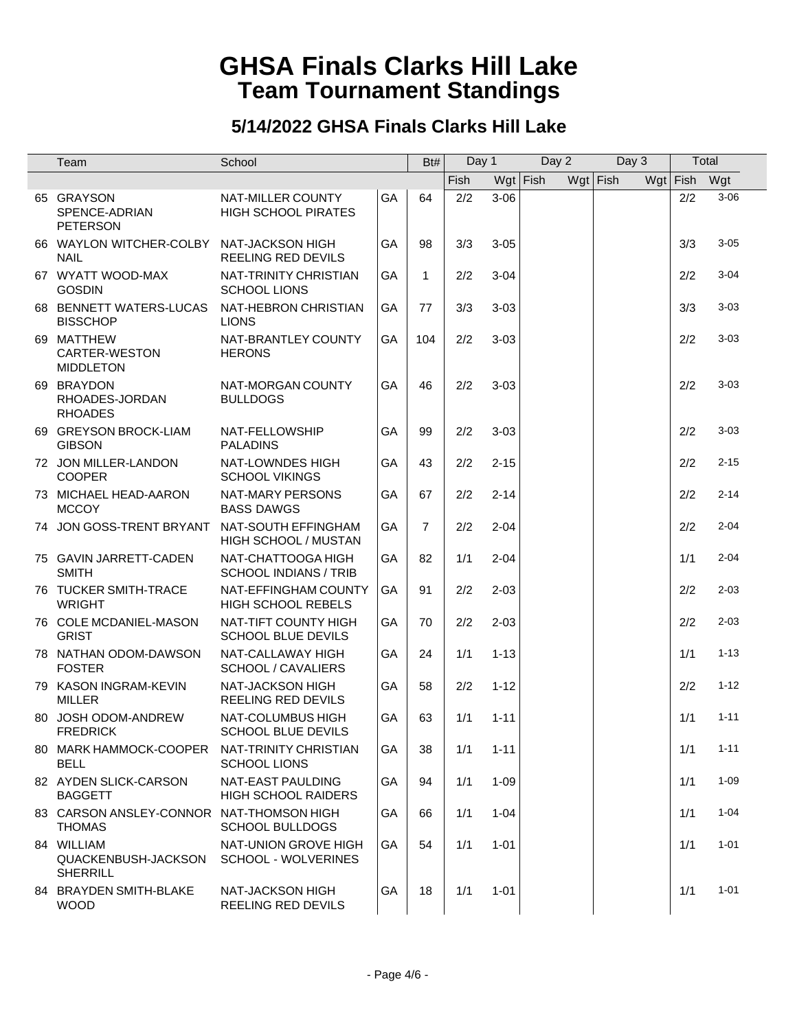# GHSA Finals Clarks Hill Lake
## Team Tournament Standings

### 5/14/2022 GHSA Finals Clarks Hill Lake

| | Team | School | | Bt# | Day 1 | | Day 2 | | Day 3 | | Total | |
|---|---|---|---|---|---|---|---|---|---|---|---|---|
| | | | | | Fish | Wgt | Fish | Wgt | Fish | Wgt | Fish | Wgt |
| 65 | GRAYSON SPENCE-ADRIAN PETERSON | NAT-MILLER COUNTY HIGH SCHOOL PIRATES | GA | 64 | 2/2 | 3-06 | | | | | 2/2 | 3-06 |
| 66 | WAYLON WITCHER-COLBY NAIL | NAT-JACKSON HIGH REELING RED DEVILS | GA | 98 | 3/3 | 3-05 | | | | | 3/3 | 3-05 |
| 67 | WYATT WOOD-MAX GOSDIN | NAT-TRINITY CHRISTIAN SCHOOL LIONS | GA | 1 | 2/2 | 3-04 | | | | | 2/2 | 3-04 |
| 68 | BENNETT WATERS-LUCAS BISSCHOP | NAT-HEBRON CHRISTIAN LIONS | GA | 77 | 3/3 | 3-03 | | | | | 3/3 | 3-03 |
| 69 | MATTHEW CARTER-WESTON MIDDLETON | NAT-BRANTLEY COUNTY HERONS | GA | 104 | 2/2 | 3-03 | | | | | 2/2 | 3-03 |
| 69 | BRAYDON RHOADES-JORDAN RHOADES | NAT-MORGAN COUNTY BULLDOGS | GA | 46 | 2/2 | 3-03 | | | | | 2/2 | 3-03 |
| 69 | GREYSON BROCK-LIAM GIBSON | NAT-FELLOWSHIP PALADINS | GA | 99 | 2/2 | 3-03 | | | | | 2/2 | 3-03 |
| 72 | JON MILLER-LANDON COOPER | NAT-LOWNDES HIGH SCHOOL VIKINGS | GA | 43 | 2/2 | 2-15 | | | | | 2/2 | 2-15 |
| 73 | MICHAEL HEAD-AARON MCCOY | NAT-MARY PERSONS BASS DAWGS | GA | 67 | 2/2 | 2-14 | | | | | 2/2 | 2-14 |
| 74 | JON GOSS-TRENT BRYANT | NAT-SOUTH EFFINGHAM HIGH SCHOOL / MUSTAN | GA | 7 | 2/2 | 2-04 | | | | | 2/2 | 2-04 |
| 75 | GAVIN JARRETT-CADEN SMITH | NAT-CHATTOOGA HIGH SCHOOL INDIANS / TRIB | GA | 82 | 1/1 | 2-04 | | | | | 1/1 | 2-04 |
| 76 | TUCKER SMITH-TRACE WRIGHT | NAT-EFFINGHAM COUNTY HIGH SCHOOL REBELS | GA | 91 | 2/2 | 2-03 | | | | | 2/2 | 2-03 |
| 76 | COLE MCDANIEL-MASON GRIST | NAT-TIFT COUNTY HIGH SCHOOL BLUE DEVILS | GA | 70 | 2/2 | 2-03 | | | | | 2/2 | 2-03 |
| 78 | NATHAN ODOM-DAWSON FOSTER | NAT-CALLAWAY HIGH SCHOOL / CAVALIERS | GA | 24 | 1/1 | 1-13 | | | | | 1/1 | 1-13 |
| 79 | KASON INGRAM-KEVIN MILLER | NAT-JACKSON HIGH REELING RED DEVILS | GA | 58 | 2/2 | 1-12 | | | | | 2/2 | 1-12 |
| 80 | JOSH ODOM-ANDREW FREDRICK | NAT-COLUMBUS HIGH SCHOOL BLUE DEVILS | GA | 63 | 1/1 | 1-11 | | | | | 1/1 | 1-11 |
| 80 | MARK HAMMOCK-COOPER BELL | NAT-TRINITY CHRISTIAN SCHOOL LIONS | GA | 38 | 1/1 | 1-11 | | | | | 1/1 | 1-11 |
| 82 | AYDEN SLICK-CARSON BAGGETT | NAT-EAST PAULDING HIGH SCHOOL RAIDERS | GA | 94 | 1/1 | 1-09 | | | | | 1/1 | 1-09 |
| 83 | CARSON ANSLEY-CONNOR THOMAS | NAT-THOMSON HIGH SCHOOL BULLDOGS | GA | 66 | 1/1 | 1-04 | | | | | 1/1 | 1-04 |
| 84 | WILLIAM QUACKENBUSH-JACKSON SHERRILL | NAT-UNION GROVE HIGH SCHOOL - WOLVERINES | GA | 54 | 1/1 | 1-01 | | | | | 1/1 | 1-01 |
| 84 | BRAYDEN SMITH-BLAKE WOOD | NAT-JACKSON HIGH REELING RED DEVILS | GA | 18 | 1/1 | 1-01 | | | | | 1/1 | 1-01 |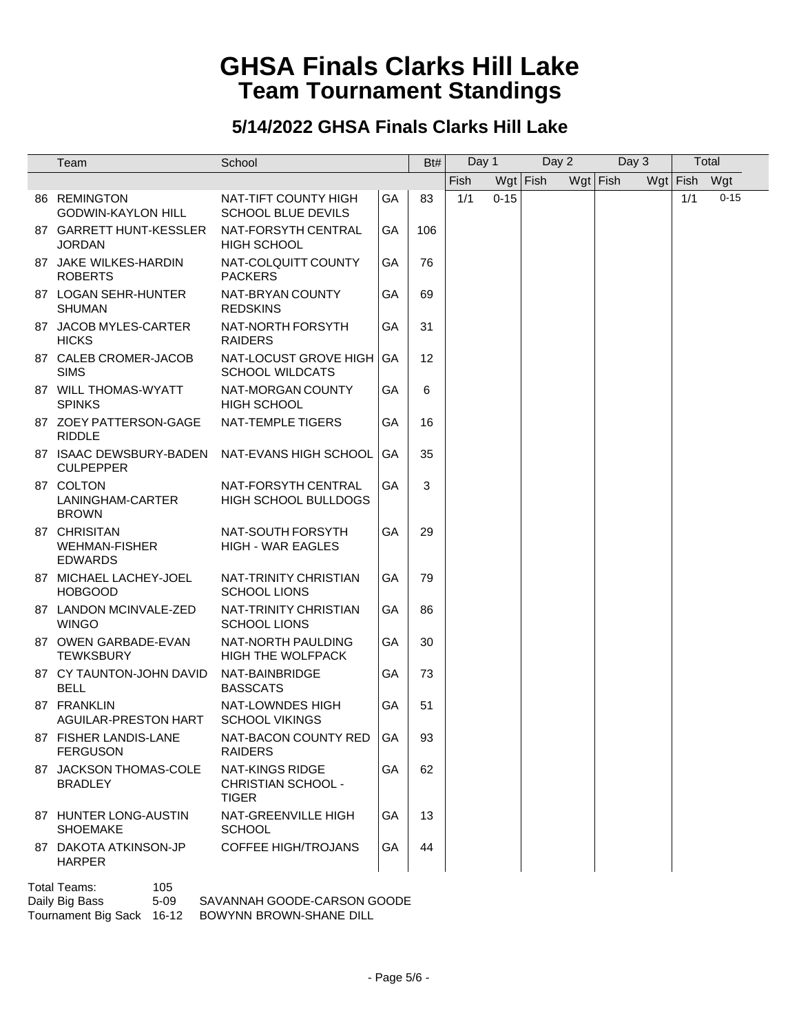# GHSA Finals Clarks Hill Lake
## Team Tournament Standings

### 5/14/2022 GHSA Finals Clarks Hill Lake

| | Team | School | | Bt# | Day 1 | | Day 2 | | Day 3 | | Total | |
|---|---|---|---|---|---|---|---|---|---|---|---|---|
| | | | | | Fish | Wgt | Fish | Wgt | Fish | Wgt | Fish | Wgt |
| 86 | REMINGTON GODWIN-KAYLON HILL | NAT-TIFT COUNTY HIGH SCHOOL BLUE DEVILS | GA | 83 | 1/1 | 0-15 | | | | | 1/1 | 0-15 |
| 87 | GARRETT HUNT-KESSLER JORDAN | NAT-FORSYTH CENTRAL HIGH SCHOOL | GA | 106 | | | | | | | | |
| 87 | JAKE WILKES-HARDIN ROBERTS | NAT-COLQUITT COUNTY PACKERS | GA | 76 | | | | | | | | |
| 87 | LOGAN SEHR-HUNTER SHUMAN | NAT-BRYAN COUNTY REDSKINS | GA | 69 | | | | | | | | |
| 87 | JACOB MYLES-CARTER HICKS | NAT-NORTH FORSYTH RAIDERS | GA | 31 | | | | | | | | |
| 87 | CALEB CROMER-JACOB SIMS | NAT-LOCUST GROVE HIGH SCHOOL WILDCATS | GA | 12 | | | | | | | | |
| 87 | WILL THOMAS-WYATT SPINKS | NAT-MORGAN COUNTY HIGH SCHOOL | GA | 6 | | | | | | | | |
| 87 | ZOEY PATTERSON-GAGE RIDDLE | NAT-TEMPLE TIGERS | GA | 16 | | | | | | | | |
| 87 | ISAAC DEWSBURY-BADEN CULPEPPER | NAT-EVANS HIGH SCHOOL | GA | 35 | | | | | | | | |
| 87 | COLTON LANINGHAM-CARTER BROWN | NAT-FORSYTH CENTRAL HIGH SCHOOL BULLDOGS | GA | 3 | | | | | | | | |
| 87 | CHRISITAN WEHMAN-FISHER EDWARDS | NAT-SOUTH FORSYTH HIGH - WAR EAGLES | GA | 29 | | | | | | | | |
| 87 | MICHAEL LACHEY-JOEL HOBGOOD | NAT-TRINITY CHRISTIAN SCHOOL LIONS | GA | 79 | | | | | | | | |
| 87 | LANDON MCINVALE-ZED WINGO | NAT-TRINITY CHRISTIAN SCHOOL LIONS | GA | 86 | | | | | | | | |
| 87 | OWEN GARBADE-EVAN TEWKSBURY | NAT-NORTH PAULDING HIGH THE WOLFPACK | GA | 30 | | | | | | | | |
| 87 | CY TAUNTON-JOHN DAVID BELL | NAT-BAINBRIDGE BASSCATS | GA | 73 | | | | | | | | |
| 87 | FRANKLIN AGUILAR-PRESTON HART | NAT-LOWNDES HIGH SCHOOL VIKINGS | GA | 51 | | | | | | | | |
| 87 | FISHER LANDIS-LANE FERGUSON | NAT-BACON COUNTY RED RAIDERS | GA | 93 | | | | | | | | |
| 87 | JACKSON THOMAS-COLE BRADLEY | NAT-KINGS RIDGE CHRISTIAN SCHOOL - TIGER | GA | 62 | | | | | | | | |
| 87 | HUNTER LONG-AUSTIN SHOEMAKE | NAT-GREENVILLE HIGH SCHOOL | GA | 13 | | | | | | | | |
| 87 | DAKOTA ATKINSON-JP HARPER | COFFEE HIGH/TROJANS | GA | 44 | | | | | | | | |

Total Teams: 105
Daily Big Bass 5-09 SAVANNAH GOODE-CARSON GOODE
Tournament Big Sack 16-12 BOWYNN BROWN-SHANE DILL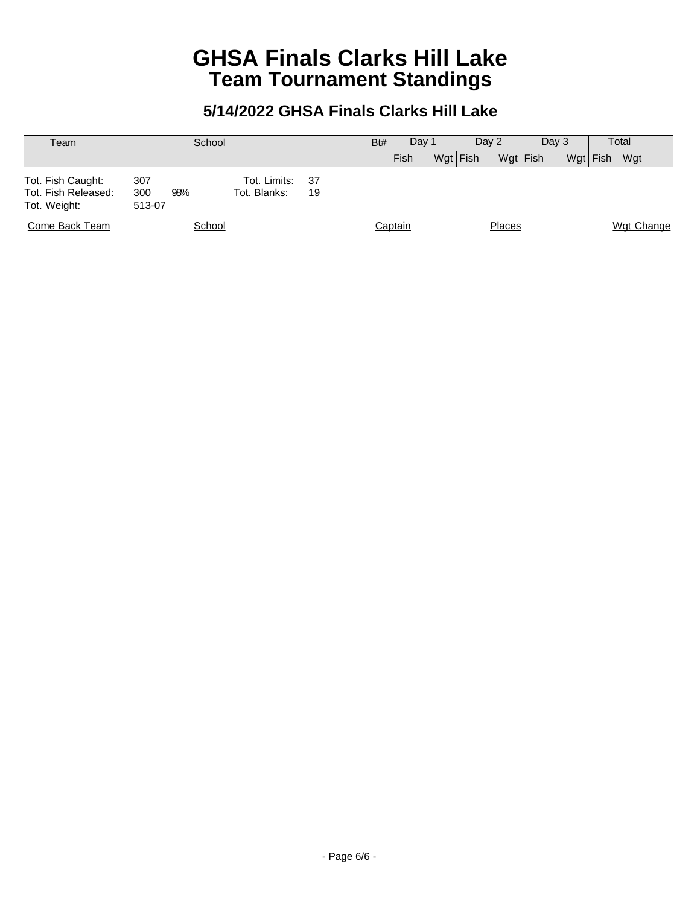# GHSA Finals Clarks Hill Lake
## Team Tournament Standings

### 5/14/2022 GHSA Finals Clarks Hill Lake

| Team | School | Bt# | Day 1 | | Day 2 | | Day 3 | | Total | |
|---|---|---|---|---|---|---|---|---|---|---|
| | | | Fish | Wgt | Fish | Wgt | Fish | Wgt | Fish | Wgt |

| | | | | |
|---|---|---|---|---|
| Tot. Fish Caught: | 307 | | Tot. Limits: | 37 |
| Tot. Fish Released: | 300 | 98% | Tot. Blanks: | 19 |
| Tot. Weight: | 513-07 | | | |

| Come Back Team | School | Captain | Places | Wgt Change |
|---|---|---|---|---|